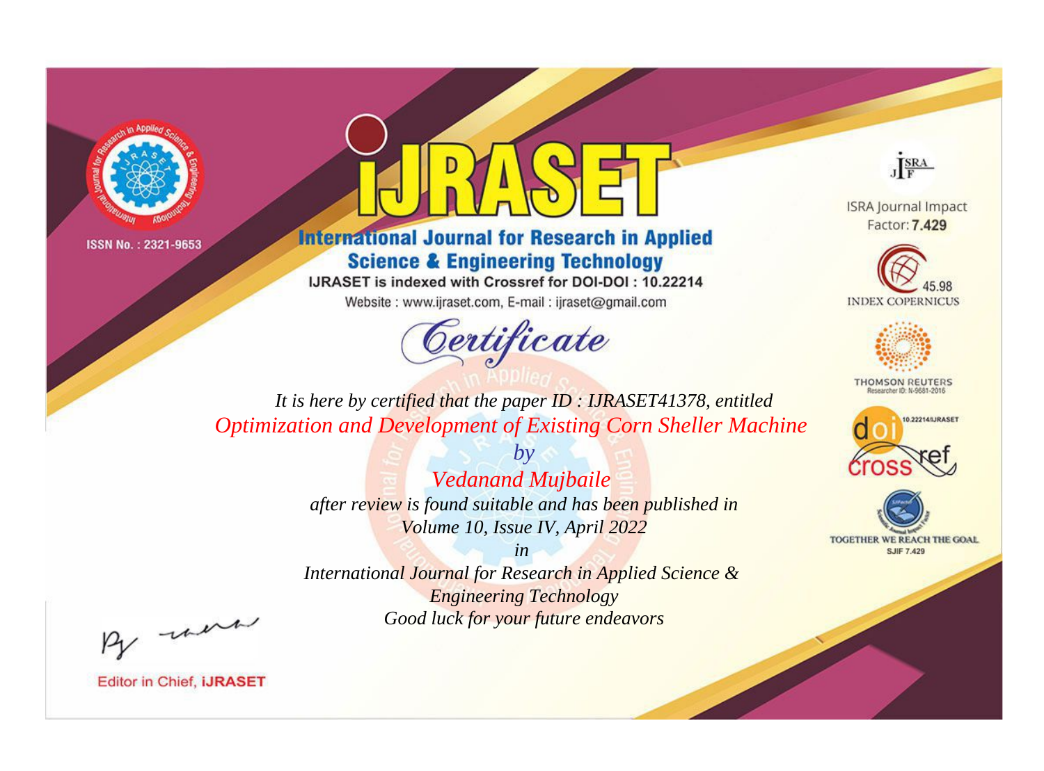ISSN No. : 2321-9653

# IJRASET

## International Journal for Research in Applied Science & Engineering Technology

IJRASET is indexed with Crossref for DOI-DOI : 10.22214

Website : www.ijraset.com, E-mail : ijraset@gmail.com

## *Certificate*

*It is here by certified that the paper ID : IJRASET41378, entitled*

*Optimization and Development of Existing Corn Sheller Machine*

*by*

*Vedanand Mujbaile*

*after review is found suitable and has been published in*

*Volume 10, Issue IV, April 2022*

*in*

*International Journal for Research in Applied Science & Engineering Technology*

*Good luck for your future endeavors*

ISRA Journal Impact Factor: **7.429**

45.98 INDEX COPERNICUS

THOMSON REUTERS Researcher ID: N-9681-2016

10.22214/IJRASET

TOGETHER WE REACH THE GOAL SJIF 7.429

Editor in Chief, **iJRASET**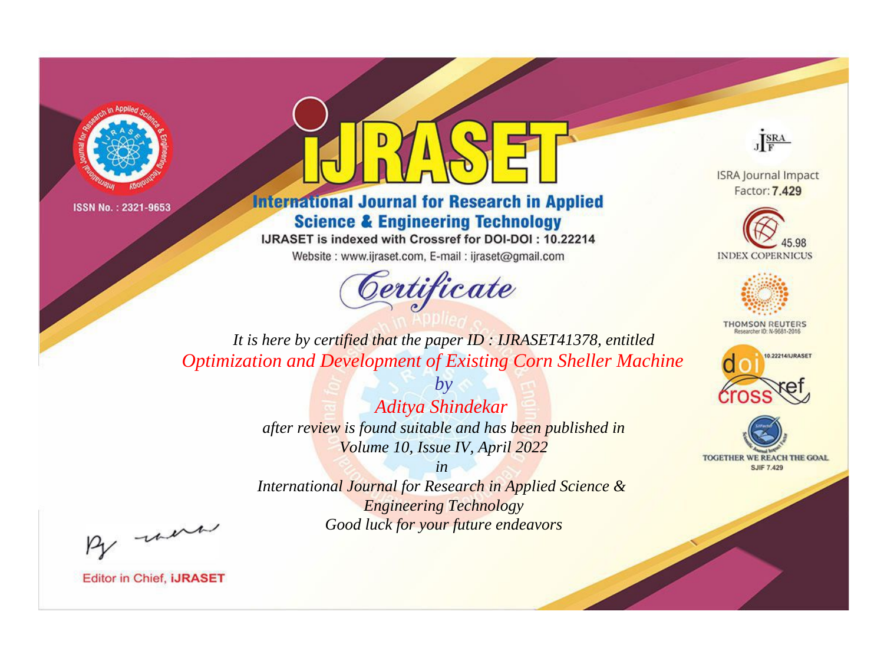ISSN No. : 2321-9653

# IJRASET

## International Journal for Research in Applied Science & Engineering Technology

IJRASET is indexed with Crossref for DOI-DOI : 10.22214

Website : www.ijraset.com, E-mail : ijraset@gmail.com

# Certificate

*It is here by certified that the paper ID : IJRASET41378, entitled*

*Optimization and Development of Existing Corn Sheller Machine*

*by*

*Aditya Shindekar*

*after review is found suitable and has been published in*

*Volume 10, Issue IV, April 2022*

*in*

*International Journal for Research in Applied Science & Engineering Technology*

*Good luck for your future endeavors*

ISRA Journal Impact Factor: **7.429**

45.98 INDEX COPERNICUS

THOMSON REUTERS Researcher ID: N-9681-2016

10.22214/IJRASET

TOGETHER WE REACH THE GOAL SJIF 7.429

Editor in Chief, **iJRASET**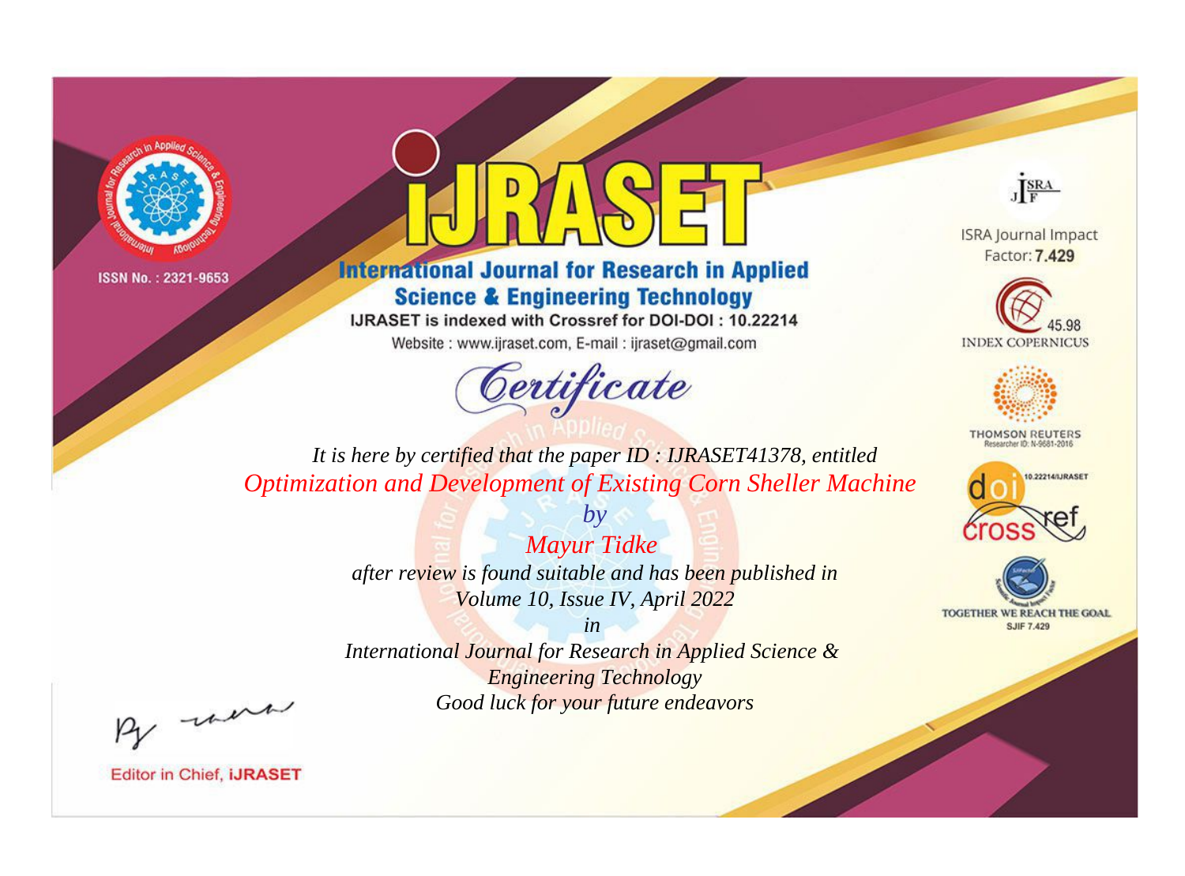ISSN No. : 2321-9653

# IJRASET

## International Journal for Research in Applied Science & Engineering Technology

IJRASET is indexed with Crossref for DOI-DOI : 10.22214

Website : www.ijraset.com, E-mail : ijraset@gmail.com

# Certificate

*It is here by certified that the paper ID : IJRASET41378, entitled*

*Optimization and Development of Existing Corn Sheller Machine*

*by*

*Mayur Tidke*

*after review is found suitable and has been published in*

*Volume 10, Issue IV, April 2022*

*in*

*International Journal for Research in Applied Science & Engineering Technology*

*Good luck for your future endeavors*

ISRA Journal Impact Factor: **7.429**

45.98 INDEX COPERNICUS

THOMSON REUTERS Researcher ID: N-9681-2016

10.22214/IJRASET

TOGETHER WE REACH THE GOAL SJIF 7.429

Editor in Chief, **IJRASET**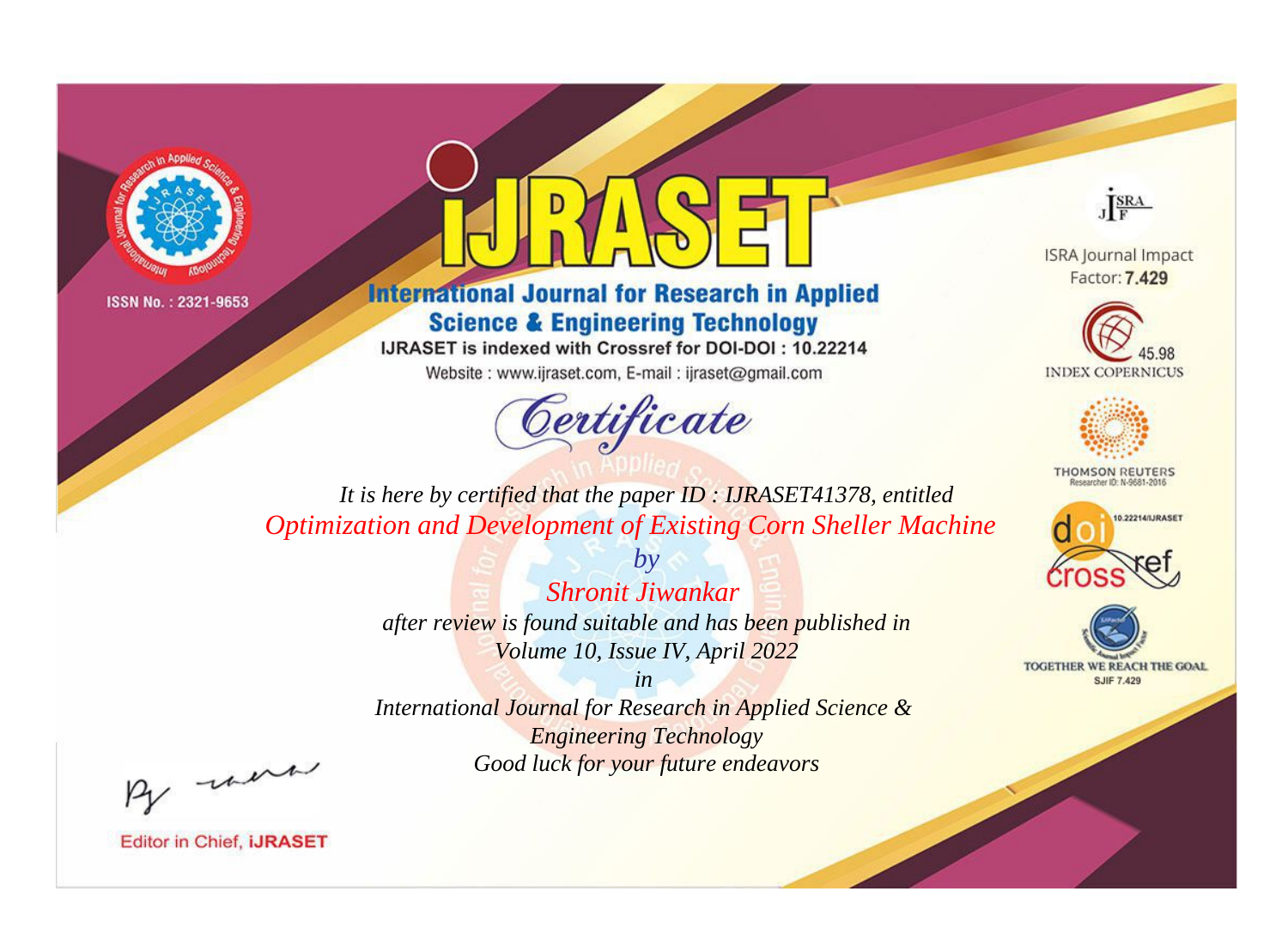ISSN No. : 2321-9653

# iJRASET

## International Journal for Research in Applied Science & Engineering Technology

IJRASET is indexed with Crossref for DOI-DOI : 10.22214

Website : www.ijraset.com, E-mail : ijraset@gmail.com

## Certificate

*It is here by certified that the paper ID : IJRASET41378, entitled*

*Optimization and Development of Existing Corn Sheller Machine*

*by*

*Shronit Jiwankar*

*after review is found suitable and has been published in*

*Volume 10, Issue IV, April 2022*

*in*

*International Journal for Research in Applied Science & Engineering Technology*

*Good luck for your future endeavors*

ISRA Journal Impact Factor: **7.429**

45.98 INDEX COPERNICUS

THOMSON REUTERS Researcher ID: N-9681-2016

10.22214/IJRASET

TOGETHER WE REACH THE GOAL SJIF 7.429

Editor in Chief, **iJRASET**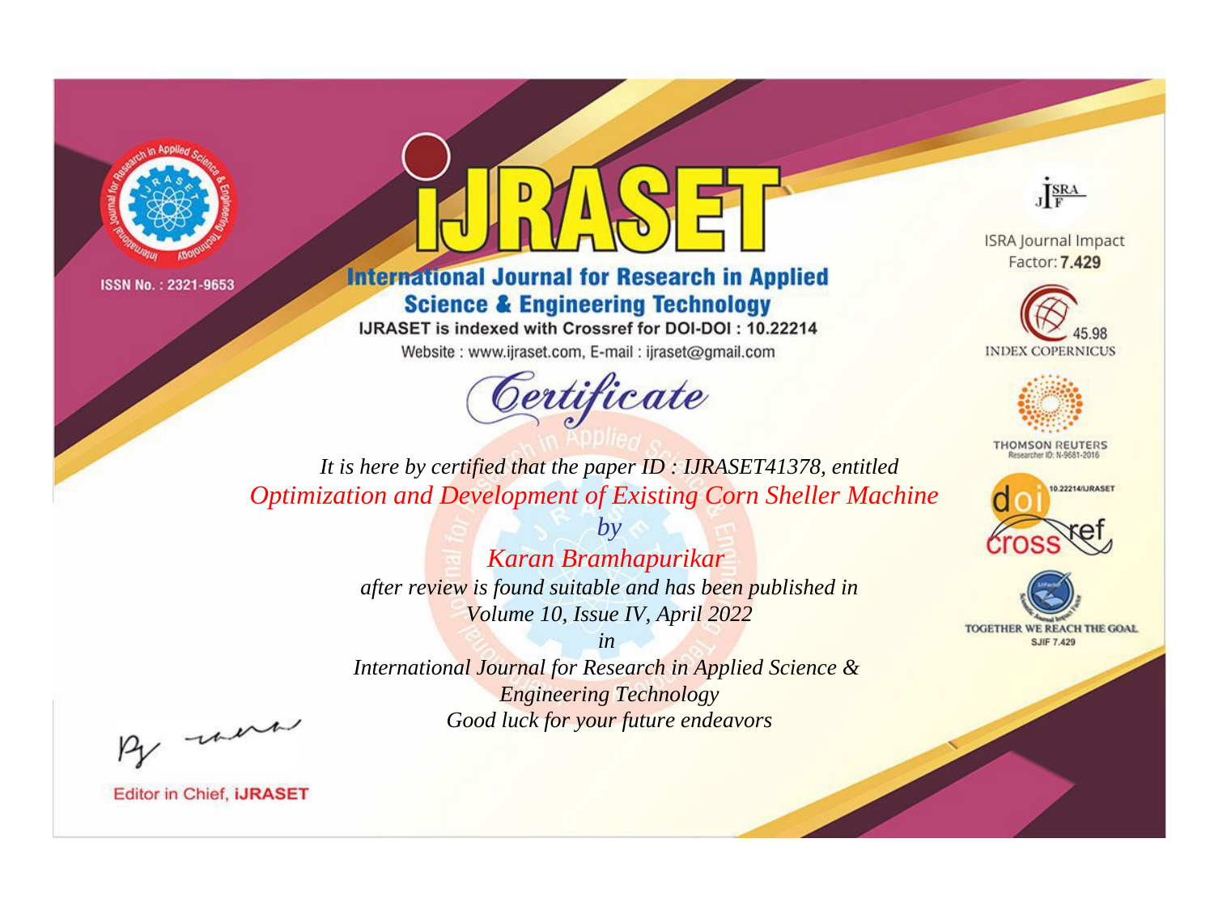ISSN No. : 2321-9653

# iJRASET

## International Journal for Research in Applied Science & Engineering Technology

IJRASET is indexed with Crossref for DOI-DOI : 10.22214

Website : www.ijraset.com, E-mail : ijraset@gmail.com

ISRA Journal Impact Factor: **7.429**

45.98 INDEX COPERNICUS

THOMSON REUTERS Researcher ID: N-9681-2016

10.22214/IJRASET

TOGETHER WE REACH THE GOAL SJIF 7.429

# Certificate

*It is here by certified that the paper ID : IJRASET41378, entitled*

*Optimization and Development of Existing Corn Sheller Machine*

*by*

*Karan Bramhapurikar*

*after review is found suitable and has been published in*

*Volume 10, Issue IV, April 2022*

*in*

*International Journal for Research in Applied Science & Engineering Technology*

*Good luck for your future endeavors*

Editor in Chief, **iJRASET**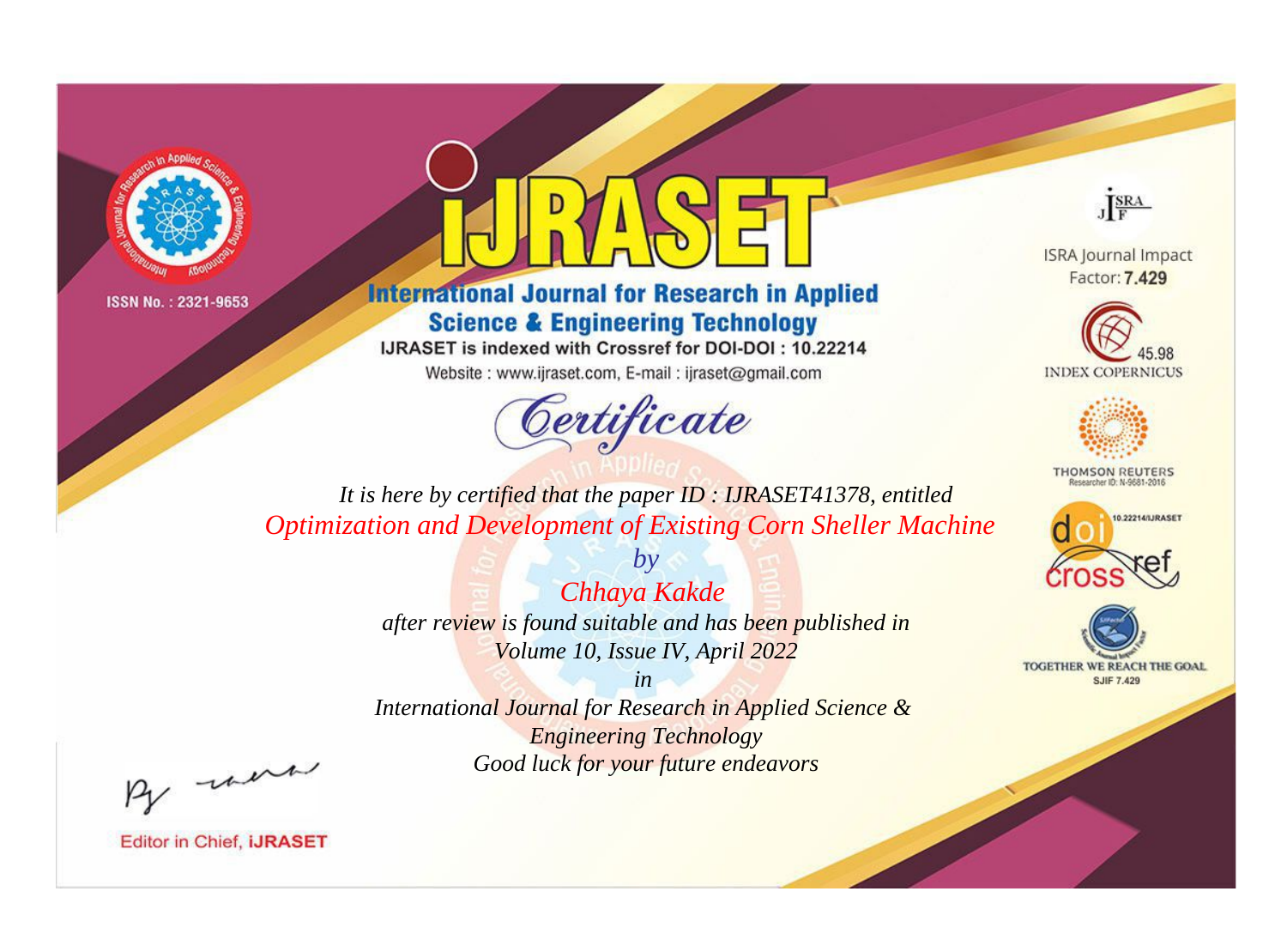ISSN No. : 2321-9653

# iJRASET

## International Journal for Research in Applied Science & Engineering Technology

IJRASET is indexed with Crossref for DOI-DOI : 10.22214

Website : www.ijraset.com, E-mail : ijraset@gmail.com

## Certificate

*It is here by certified that the paper ID : IJRASET41378, entitled*

*Optimization and Development of Existing Corn Sheller Machine*

*by*

*Chhaya Kakde*

*after review is found suitable and has been published in*

*Volume 10, Issue IV, April 2022*

*in*

*International Journal for Research in Applied Science & Engineering Technology*

*Good luck for your future endeavors*

ISRA Journal Impact Factor: **7.429**

45.98 INDEX COPERNICUS

THOMSON REUTERS Researcher ID: N-9681-2016

10.22214/IJRASET

TOGETHER WE REACH THE GOAL SJIF 7.429

Editor in Chief, **iJRASET**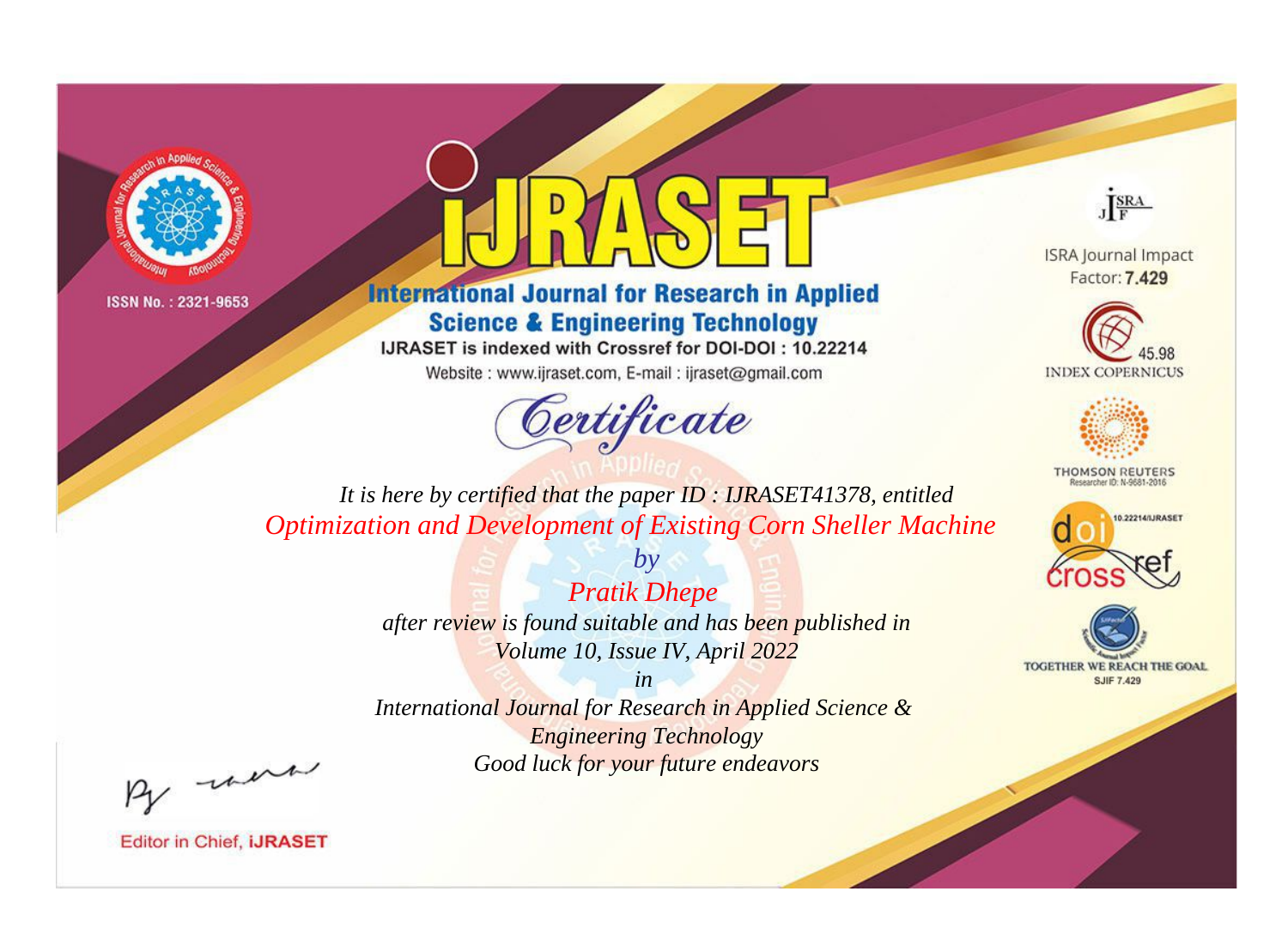ISSN No. : 2321-9653

# iJRASET

## International Journal for Research in Applied Science & Engineering Technology

IJRASET is indexed with Crossref for DOI-DOI : 10.22214

Website : www.ijraset.com, E-mail : ijraset@gmail.com

*Certificate*

*It is here by certified that the paper ID : IJRASET41378, entitled*

*Optimization and Development of Existing Corn Sheller Machine*

*by*

*Pratik Dhepe*

*after review is found suitable and has been published in*

*Volume 10, Issue IV, April 2022*

*in*

*International Journal for Research in Applied Science & Engineering Technology*

*Good luck for your future endeavors*

Editor in Chief, iJRASET

ISRA Journal Impact Factor: **7.429**

45.98 INDEX COPERNICUS

THOMSON REUTERS Researcher ID: N-9681-2016

10.22214/IJRASET

TOGETHER WE REACH THE GOAL SJIF 7.429